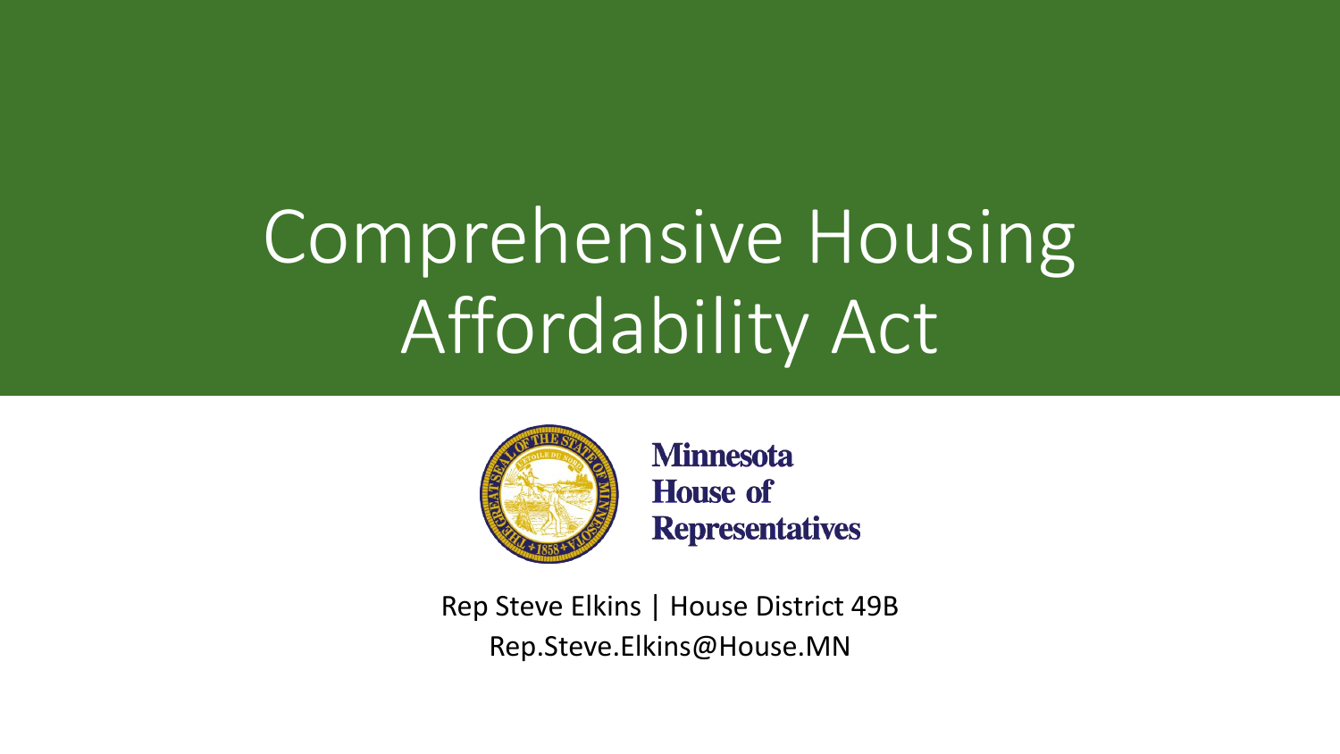# Comprehensive Housing Affordability Act

Minnesota House of Representatives

Rep Steve Elkins | House District 49B

Rep.Steve.Elkins@House.MN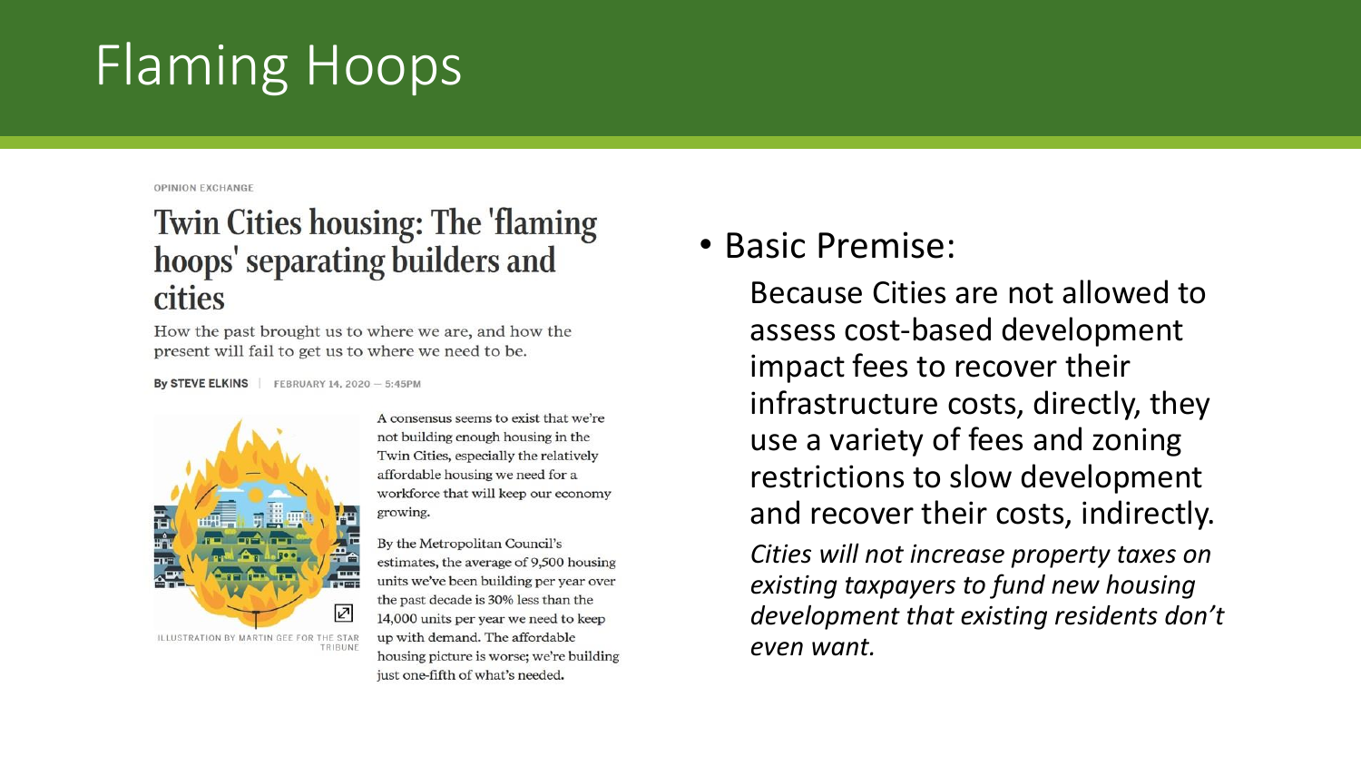# Flaming Hoops

OPINION EXCHANGE

## Twin Cities housing: The 'flaming hoops' separating builders and cities

How the past brought us to where we are, and how the present will fail to get us to where we need to be.

**By STEVE ELKINS** | FEBRUARY 14, 2020 — 5:45PM

ILLUSTRATION BY MARTIN GEE FOR THE STAR TRIBUNE

A consensus seems to exist that we're not building enough housing in the Twin Cities, especially the relatively affordable housing we need for a workforce that will keep our economy growing.

By the Metropolitan Council's estimates, the average of 9,500 housing units we've been building per year over the past decade is 30% less than the 14,000 units per year we need to keep up with demand. The affordable housing picture is worse; we're building just one-fifth of what's needed.

- Basic Premise:

  Because Cities are not allowed to assess cost-based development impact fees to recover their infrastructure costs, directly, they use a variety of fees and zoning restrictions to slow development and recover their costs, indirectly.

  *Cities will not increase property taxes on existing taxpayers to fund new housing development that existing residents don't even want.*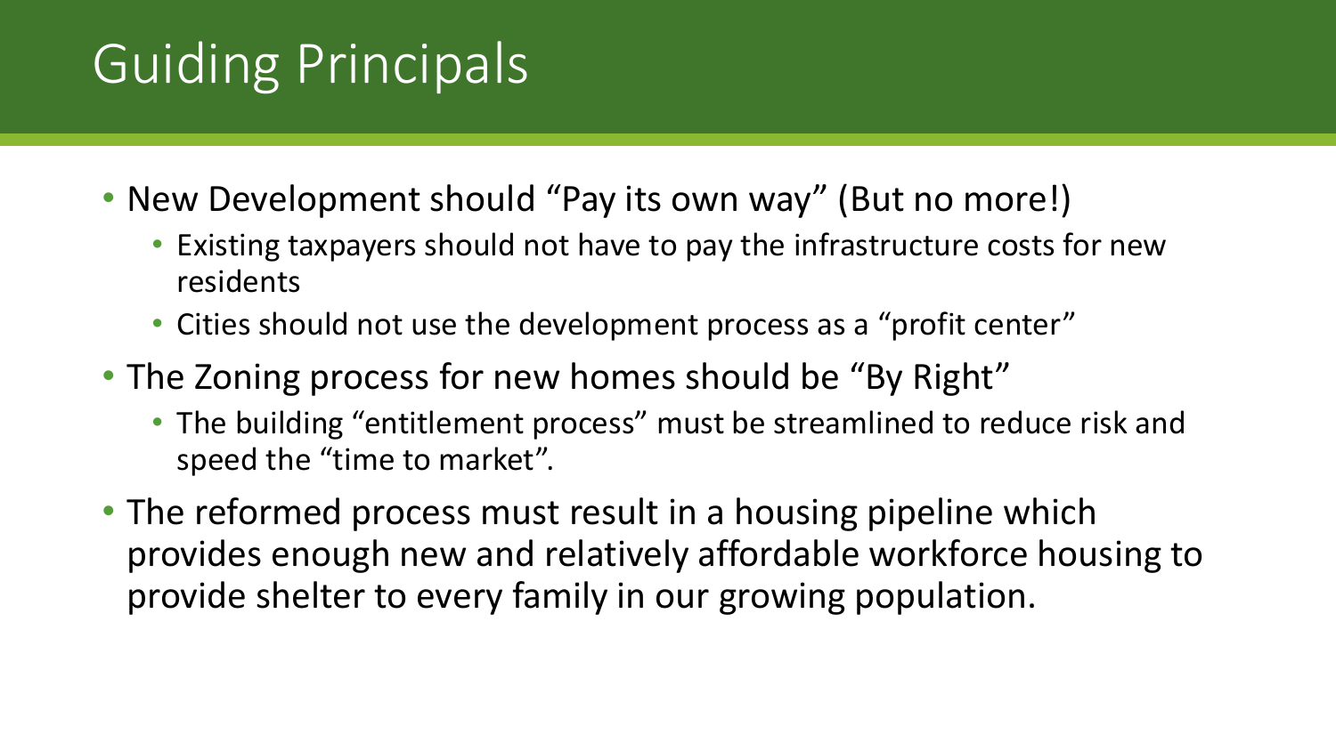# Guiding Principals

- New Development should “Pay its own way” (But no more!)
  - Existing taxpayers should not have to pay the infrastructure costs for new residents
  - Cities should not use the development process as a “profit center”
- The Zoning process for new homes should be “By Right”
  - The building “entitlement process” must be streamlined to reduce risk and speed the “time to market”.
- The reformed process must result in a housing pipeline which provides enough new and relatively affordable workforce housing to provide shelter to every family in our growing population.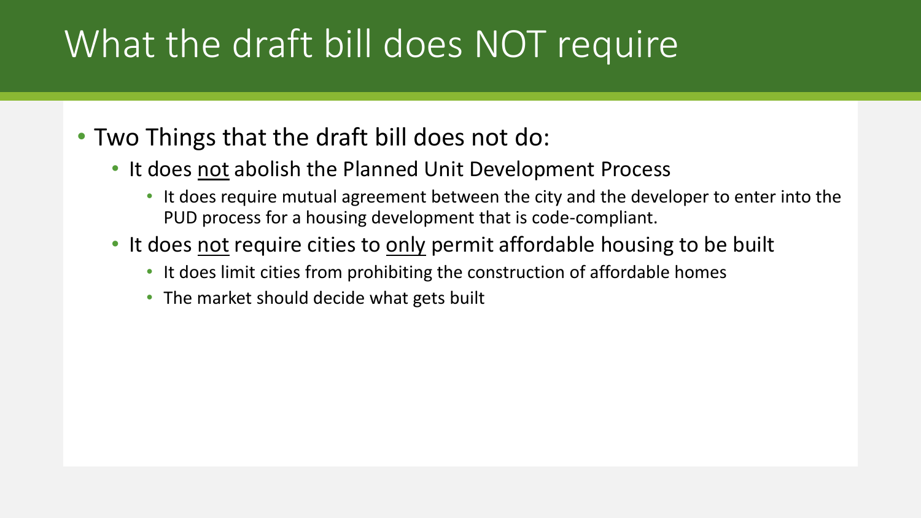# What the draft bill does NOT require

- Two Things that the draft bill does not do:
  - It does <u>not</u> abolish the Planned Unit Development Process
    - It does require mutual agreement between the city and the developer to enter into the PUD process for a housing development that is code-compliant.
  - It does <u>not</u> require cities to <u>only</u> permit affordable housing to be built
    - It does limit cities from prohibiting the construction of affordable homes
    - The market should decide what gets built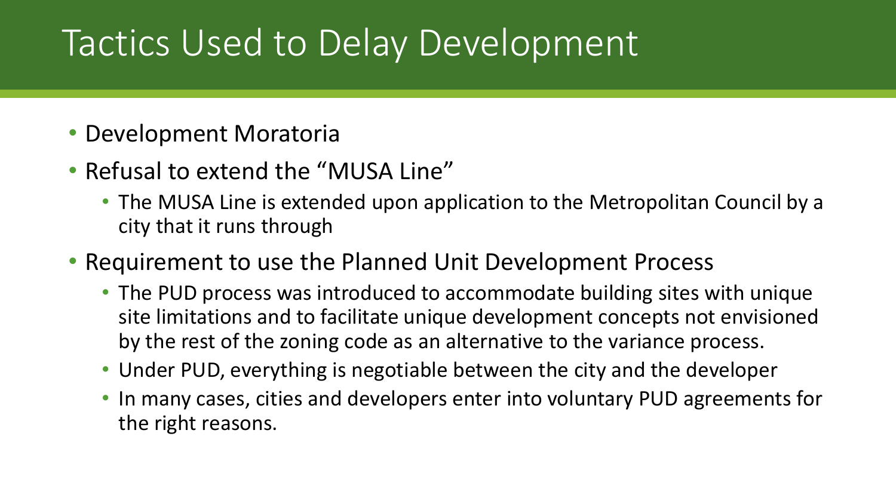# Tactics Used to Delay Development

- Development Moratoria
- Refusal to extend the "MUSA Line"
  - The MUSA Line is extended upon application to the Metropolitan Council by a city that it runs through
- Requirement to use the Planned Unit Development Process
  - The PUD process was introduced to accommodate building sites with unique site limitations and to facilitate unique development concepts not envisioned by the rest of the zoning code as an alternative to the variance process.
  - Under PUD, everything is negotiable between the city and the developer
  - In many cases, cities and developers enter into voluntary PUD agreements for the right reasons.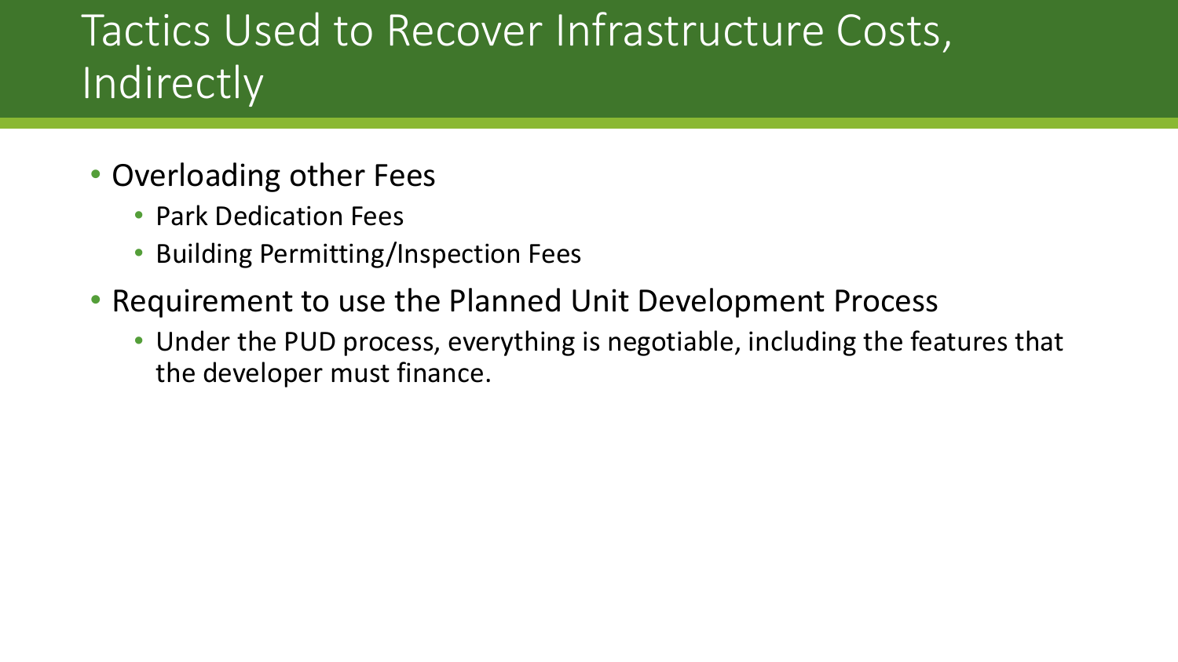# Tactics Used to Recover Infrastructure Costs, Indirectly

- Overloading other Fees
  - Park Dedication Fees
  - Building Permitting/Inspection Fees
- Requirement to use the Planned Unit Development Process
  - Under the PUD process, everything is negotiable, including the features that the developer must finance.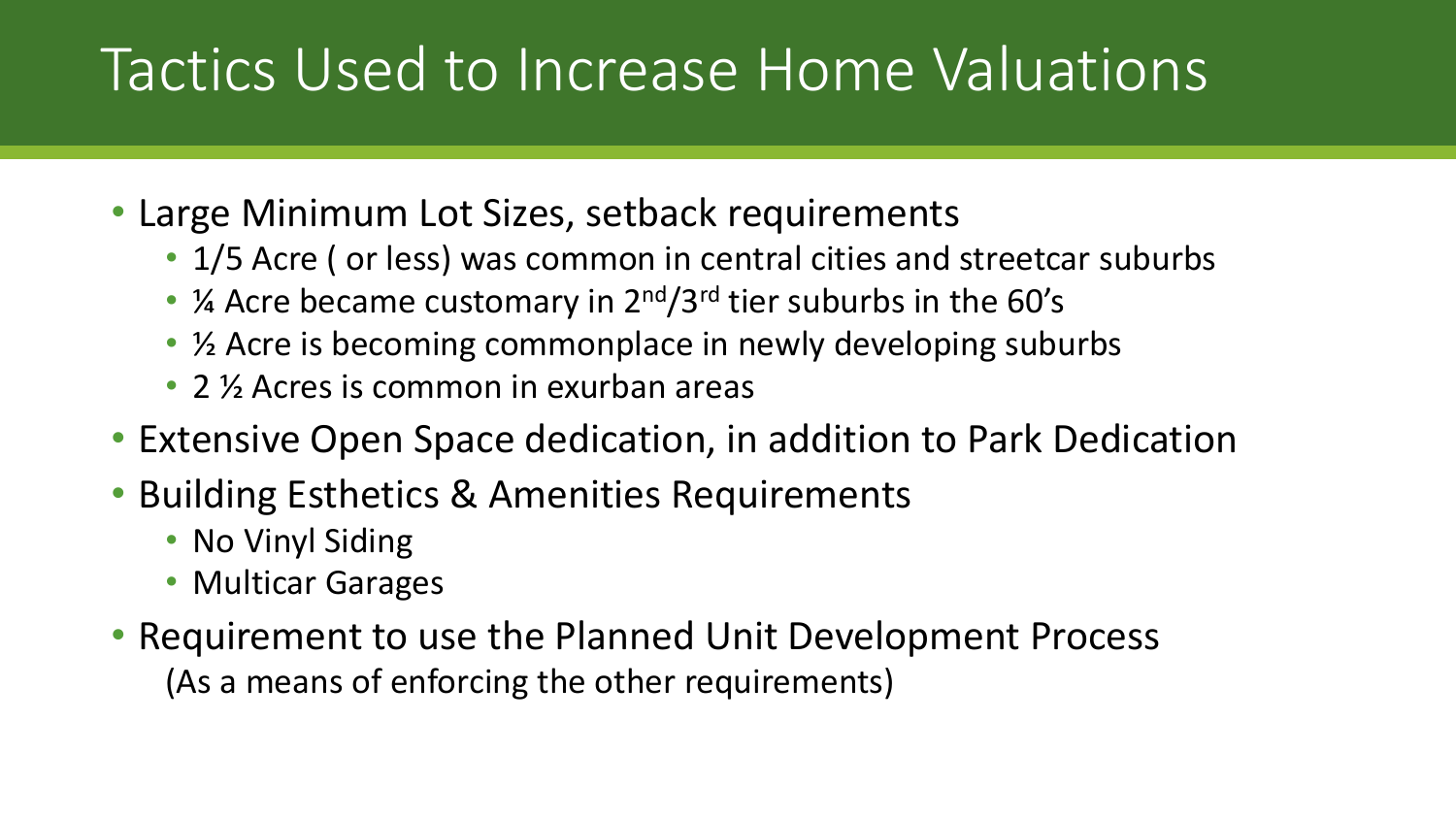# Tactics Used to Increase Home Valuations

- Large Minimum Lot Sizes, setback requirements
  - 1/5 Acre ( or less) was common in central cities and streetcar suburbs
  - ¼ Acre became customary in 2nd/3rd tier suburbs in the 60's
  - ½ Acre is becoming commonplace in newly developing suburbs
  - 2 ½ Acres is common in exurban areas
- Extensive Open Space dedication, in addition to Park Dedication
- Building Esthetics & Amenities Requirements
  - No Vinyl Siding
  - Multicar Garages
- Requirement to use the Planned Unit Development Process
  (As a means of enforcing the other requirements)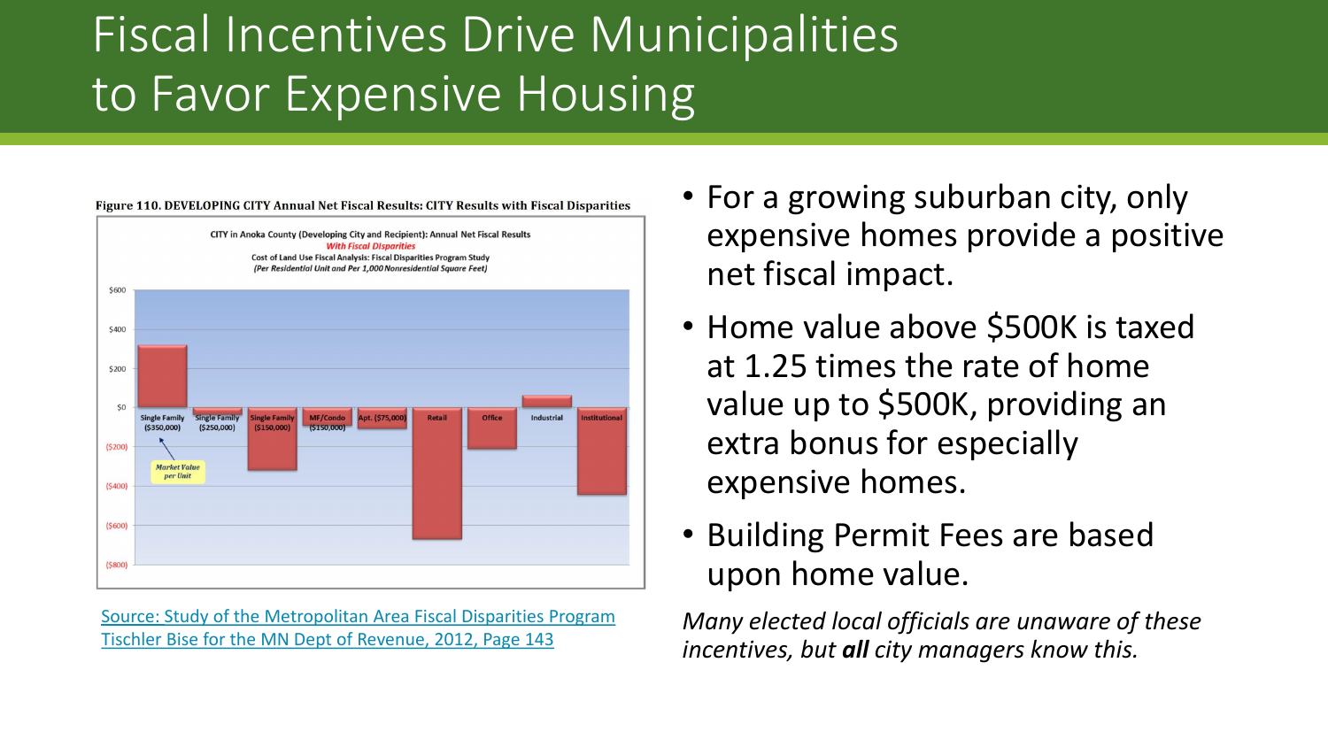# Fiscal Incentives Drive Municipalities to Favor Expensive Housing

Figure 110. DEVELOPING CITY Annual Net Fiscal Results: CITY Results with Fiscal Disparities

CITY in Anoka County (Developing City and Recipient): Annual Net Fiscal Results
*With Fiscal Disparities*
Cost of Land Use Fiscal Analysis: Fiscal Disparities Program Study
*(Per Residential Unit and Per 1,000 Nonresidential Square Feet)*

Land uses shown: Single Family ($350,000), Single Family ($250,000), Single Family ($150,000), MF/Condo ($150,000), Apt. ($75,000), Retail, Office, Industrial, Institutional. Values in parentheses are *Market Value per Unit*.

[Source: Study of the Metropolitan Area Fiscal Disparities Program Tischler Bise for the MN Dept of Revenue, 2012, Page 143]

- For a growing suburban city, only expensive homes provide a positive net fiscal impact.
- Home value above $500K is taxed at 1.25 times the rate of home value up to $500K, providing an extra bonus for especially expensive homes.
- Building Permit Fees are based upon home value.

*Many elected local officials are unaware of these incentives, but **all** city managers know this.*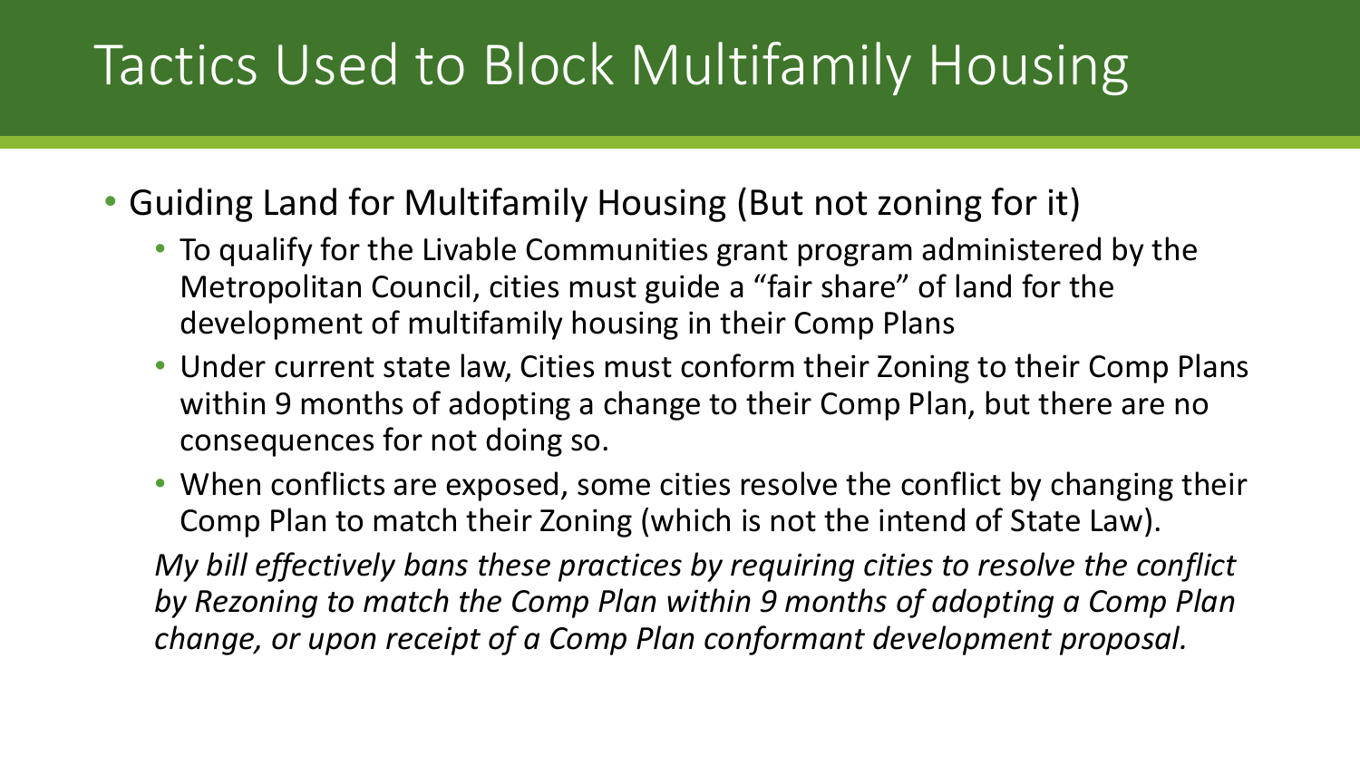# Tactics Used to Block Multifamily Housing

- Guiding Land for Multifamily Housing (But not zoning for it)
  - To qualify for the Livable Communities grant program administered by the Metropolitan Council, cities must guide a "fair share" of land for the development of multifamily housing in their Comp Plans
  - Under current state law, Cities must conform their Zoning to their Comp Plans within 9 months of adopting a change to their Comp Plan, but there are no consequences for not doing so.
  - When conflicts are exposed, some cities resolve the conflict by changing their Comp Plan to match their Zoning (which is not the intend of State Law).

*My bill effectively bans these practices by requiring cities to resolve the conflict by Rezoning to match the Comp Plan within 9 months of adopting a Comp Plan change, or upon receipt of a Comp Plan conformant development proposal.*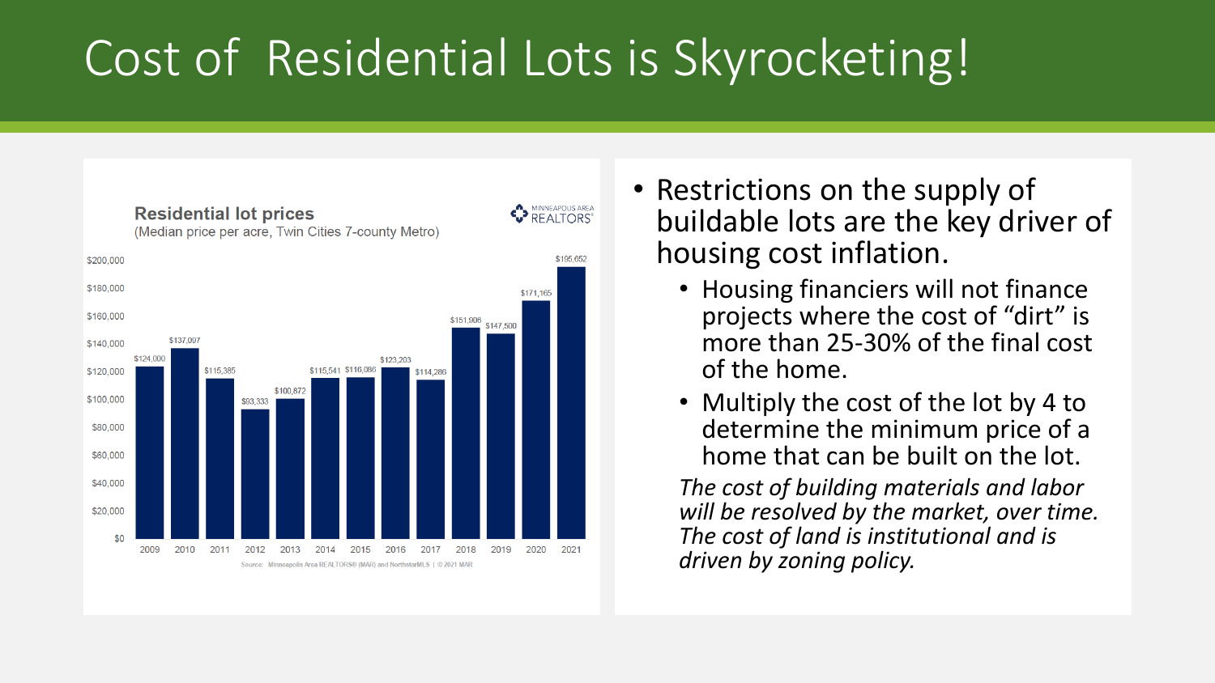# Cost of Residential Lots is Skyrocketing!

**Residential lot prices**
(Median price per acre, Twin Cities 7-county Metro)

MINNEAPOLIS AREA REALTORS®

| Year | Median price per acre |
|---|---|
| 2009 | $124,000 |
| 2010 | $137,097 |
| 2011 | $115,385 |
| 2012 | $93,333 |
| 2013 | $100,872 |
| 2014 | $115,541 |
| 2015 | $116,086 |
| 2016 | $123,203 |
| 2017 | $114,286 |
| 2018 | $151,906 |
| 2019 | $147,500 |
| 2020 | $171,165 |
| 2021 | $195,652 |

Source: Minneapolis Area REALTORS® (MAR) and NorthstarMLS | ©2021 MAR

- Restrictions on the supply of buildable lots are the key driver of housing cost inflation.
  - Housing financiers will not finance projects where the cost of "dirt" is more than 25-30% of the final cost of the home.
  - Multiply the cost of the lot by 4 to determine the minimum price of a home that can be built on the lot.

*The cost of building materials and labor will be resolved by the market, over time. The cost of land is institutional and is driven by zoning policy.*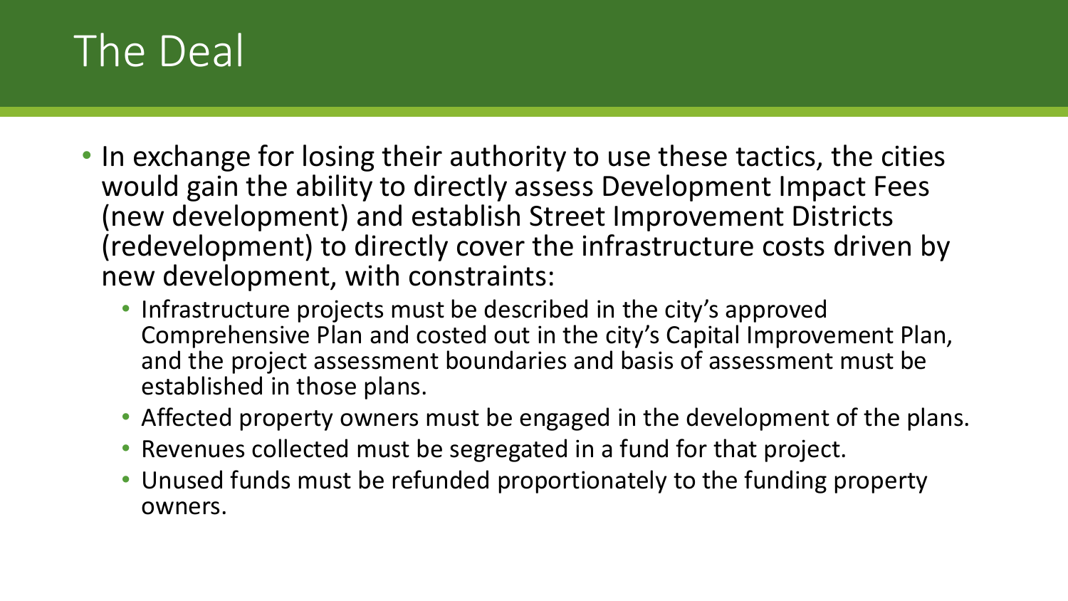# The Deal

- In exchange for losing their authority to use these tactics, the cities would gain the ability to directly assess Development Impact Fees (new development) and establish Street Improvement Districts (redevelopment) to directly cover the infrastructure costs driven by new development, with constraints:
  - Infrastructure projects must be described in the city's approved Comprehensive Plan and costed out in the city's Capital Improvement Plan, and the project assessment boundaries and basis of assessment must be established in those plans.
  - Affected property owners must be engaged in the development of the plans.
  - Revenues collected must be segregated in a fund for that project.
  - Unused funds must be refunded proportionately to the funding property owners.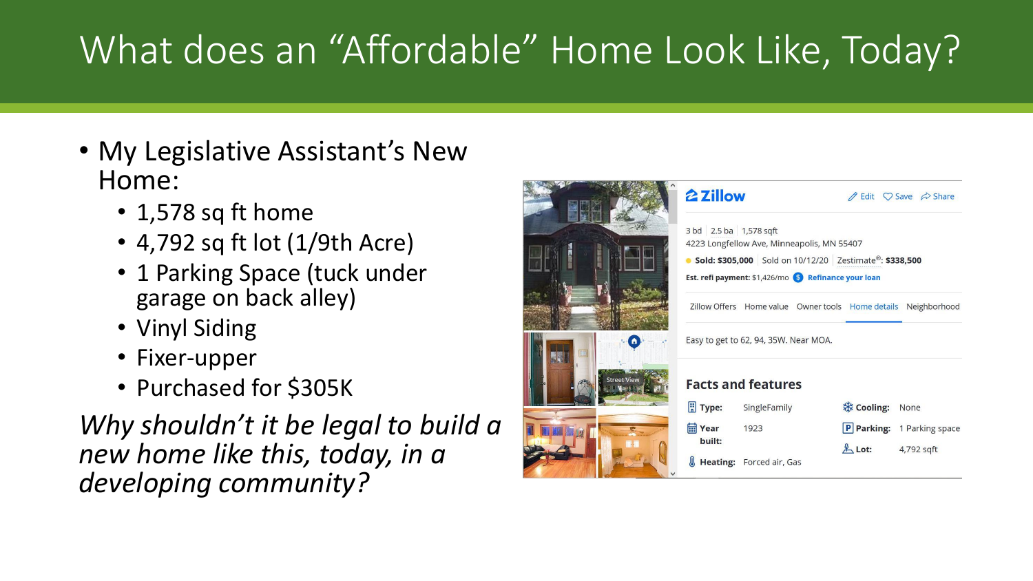# What does an "Affordable" Home Look Like, Today?

- My Legislative Assistant's New Home:
  - 1,578 sq ft home
  - 4,792 sq ft lot (1/9th Acre)
  - 1 Parking Space (tuck under garage on back alley)
  - Vinyl Siding
  - Fixer-upper
  - Purchased for $305K

*Why shouldn't it be legal to build a new home like this, today, in a developing community?*

Zillow

3 bd | 2.5 ba | 1,578 sqft
4223 Longfellow Ave, Minneapolis, MN 55407
Sold: $305,000 | Sold on 10/12/20 | Zestimate®: $338,500
Est. refi payment: $1,426/mo Refinance your loan

Zillow Offers | Home value | Owner tools | Home details | Neighborhood

Easy to get to 62, 94, 35W. Near MOA.

### Facts and features

| | | | |
|---|---|---|---|
| Type: | SingleFamily | Cooling: | None |
| Year built: | 1923 | Parking: | 1 Parking space |
| Heating: | Forced air, Gas | Lot: | 4,792 sqft |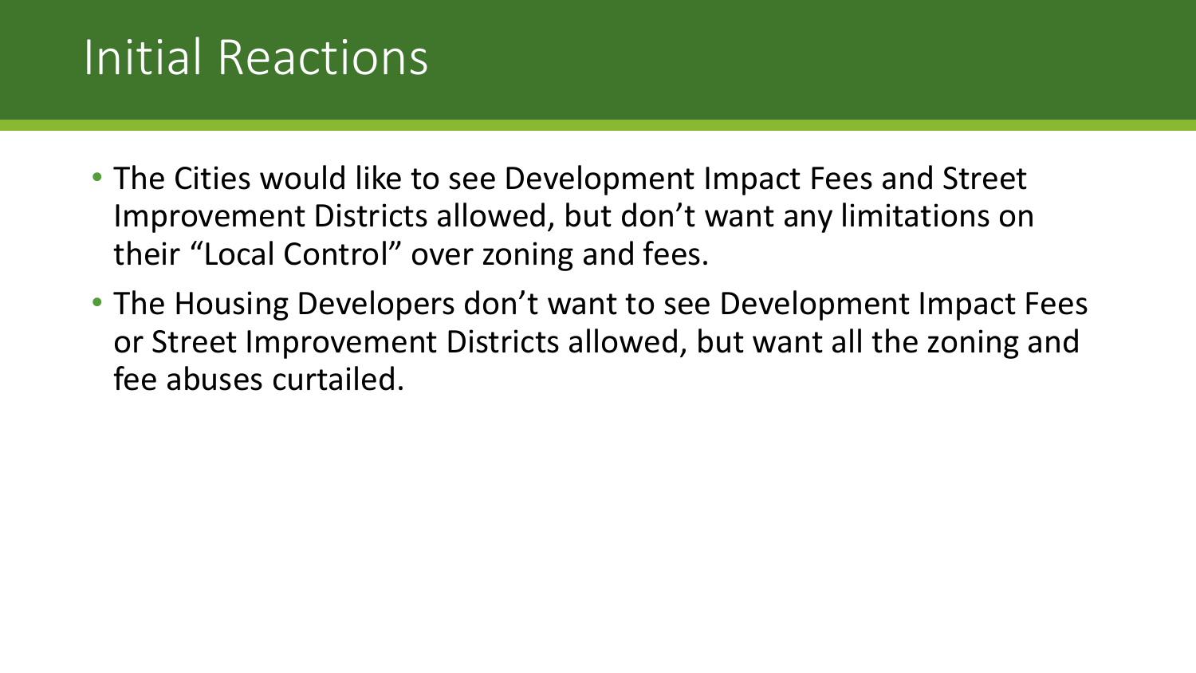# Initial Reactions

- The Cities would like to see Development Impact Fees and Street Improvement Districts allowed, but don't want any limitations on their "Local Control" over zoning and fees.
- The Housing Developers don't want to see Development Impact Fees or Street Improvement Districts allowed, but want all the zoning and fee abuses curtailed.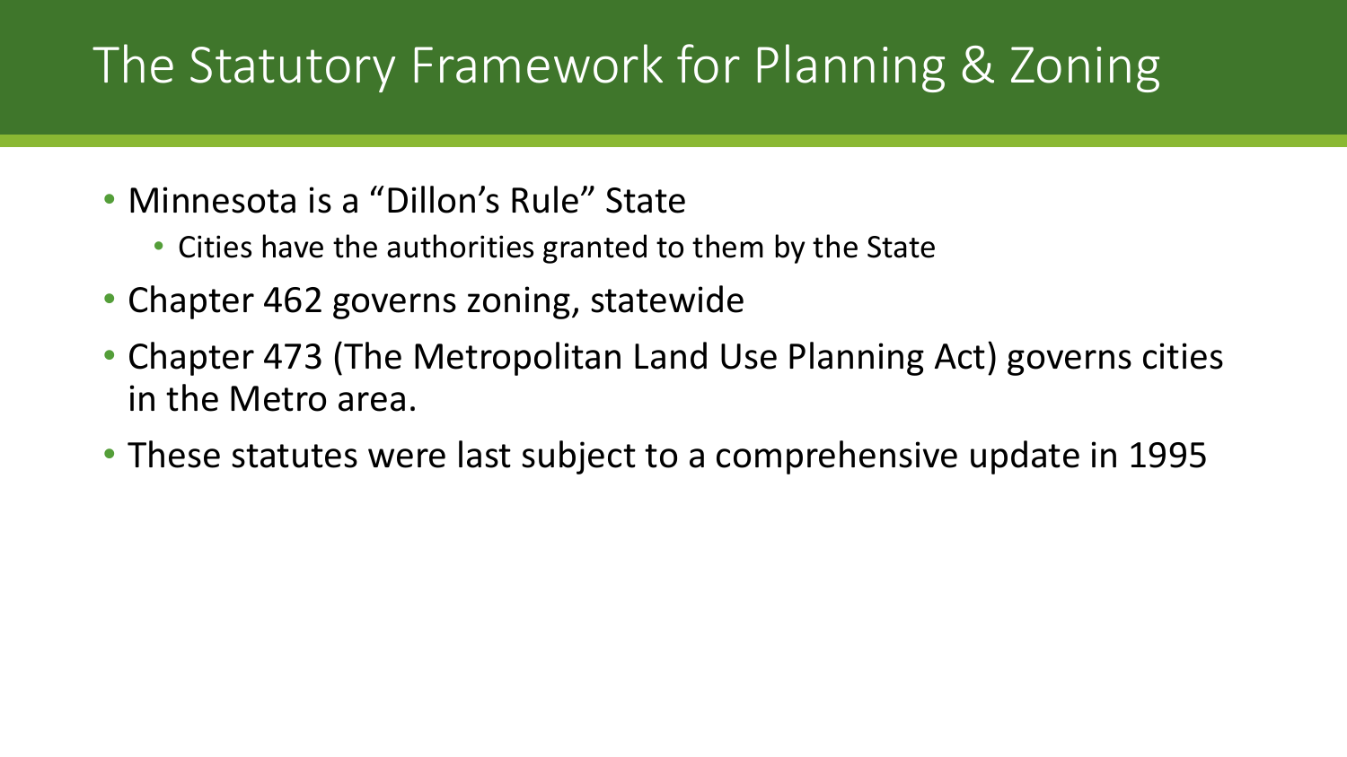# The Statutory Framework for Planning & Zoning

- Minnesota is a "Dillon's Rule" State
  - Cities have the authorities granted to them by the State
- Chapter 462 governs zoning, statewide
- Chapter 473 (The Metropolitan Land Use Planning Act) governs cities in the Metro area.
- These statutes were last subject to a comprehensive update in 1995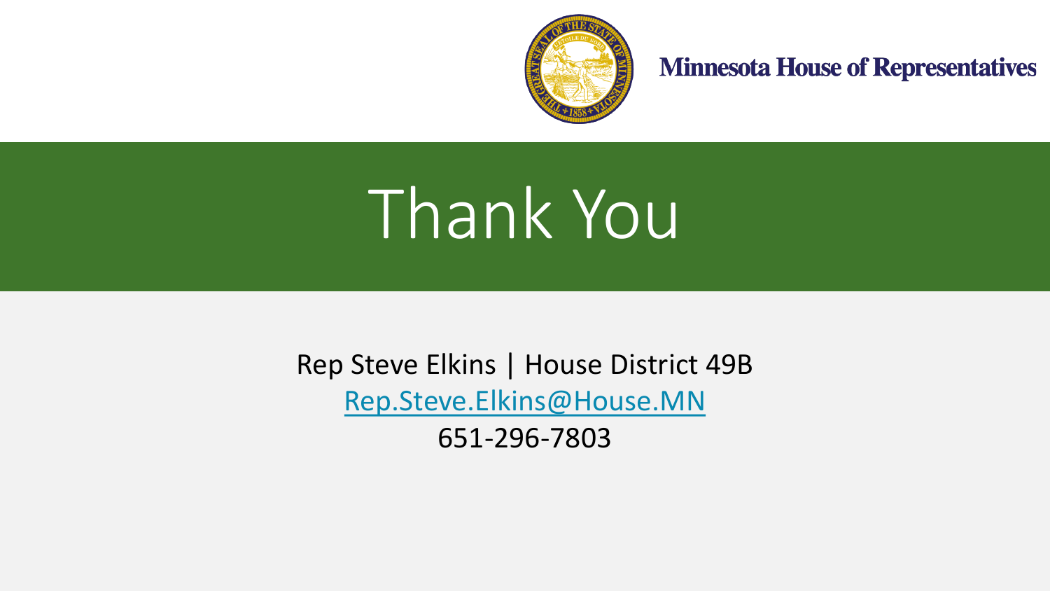Minnesota House of Representatives

# Thank You

Rep Steve Elkins | House District 49B

Rep.Steve.Elkins@House.MN

651-296-7803